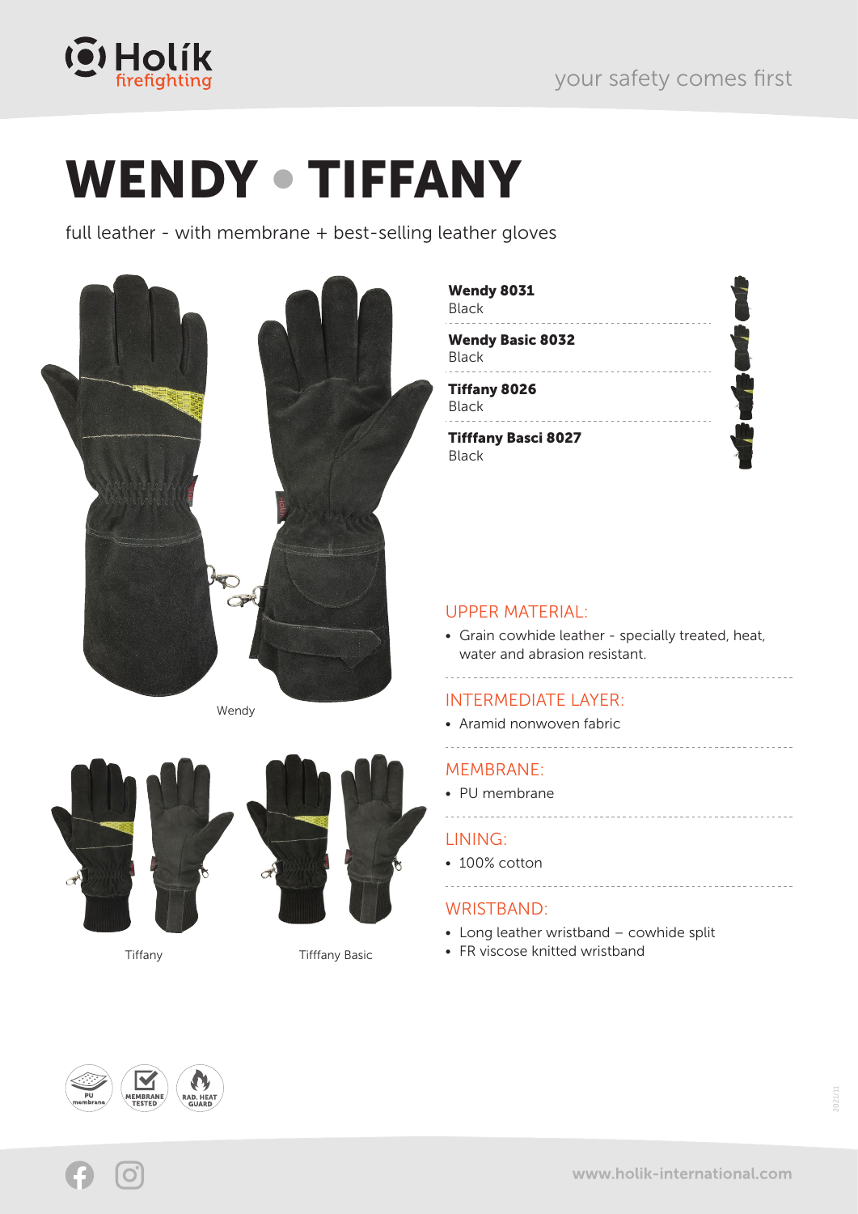# WENDY • TIFFANY

full leather - with membrane + best-selling leather gloves

Wendy

Tiffany

Tifffany Basic

**Wendy 8031**
Black

**Wendy Basic 8032**
Black

**Tiffany 8026**
Black

**Tifffany Basci 8027**
Black

## UPPER MATERIAL:

- Grain cowhide leather - specially treated, heat, water and abrasion resistant.

## INTERMEDIATE LAYER:

- Aramid nonwoven fabric

## MEMBRANE:

- PU membrane

## LINING:

- 100% cotton

## WRISTBAND:

- Long leather wristband – cowhide split
- FR viscose knitted wristband

PU membrane | MEMBRANE TESTED | RAD. HEAT GUARD

www.holik-international.com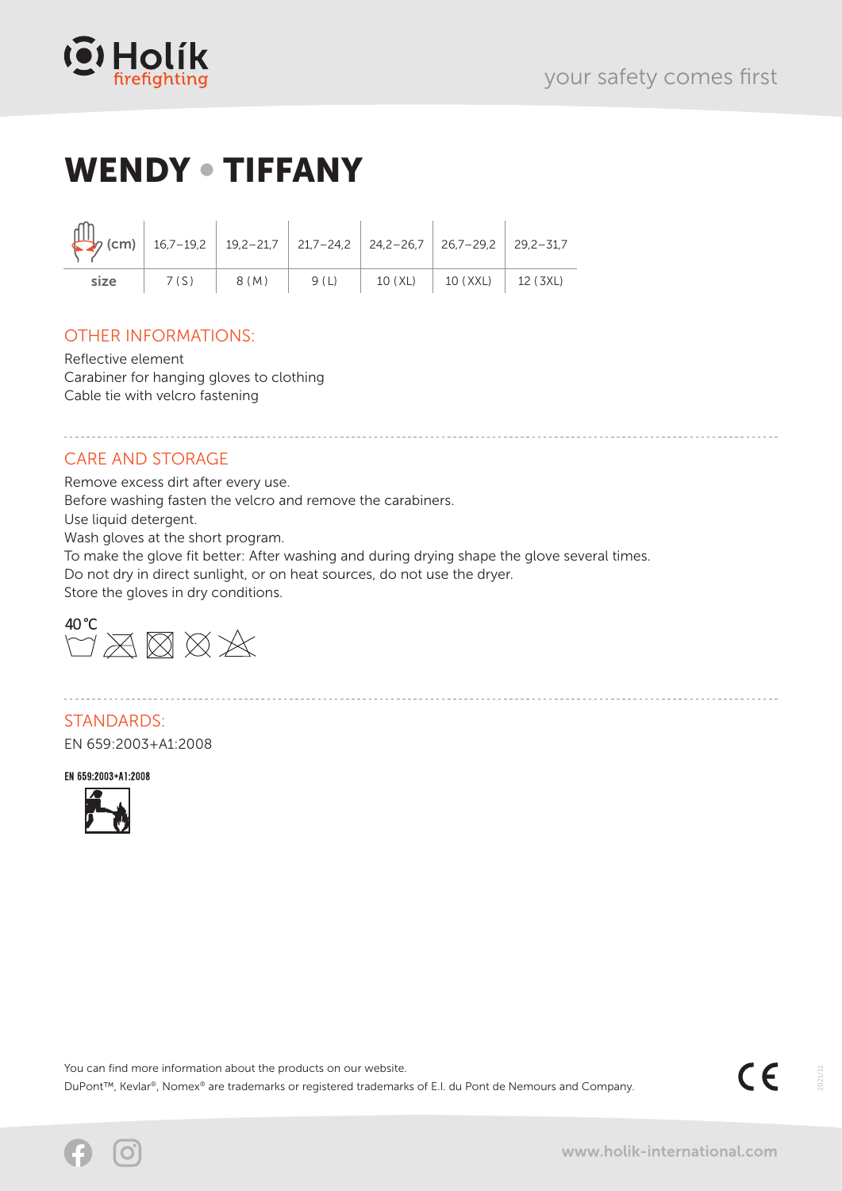# WENDY • TIFFANY

| (cm) | 16,7–19,2 | 19,2–21,7 | 21,7–24,2 | 24,2–26,7 | 26,7–29,2 | 29,2–31,7 |
|---|---|---|---|---|---|---|
| size | 7 (S) | 8 (M) | 9 (L) | 10 (XL) | 10 (XXL) | 12 (3XL) |

## OTHER INFORMATIONS:

Reflective element
Carabiner for hanging gloves to clothing
Cable tie with velcro fastening

## CARE AND STORAGE

Remove excess dirt after every use.
Before washing fasten the velcro and remove the carabiners.
Use liquid detergent.
Wash gloves at the short program.
To make the glove fit better: After washing and during drying shape the glove several times.
Do not dry in direct sunlight, or on heat sources, do not use the dryer.
Store the gloves in dry conditions.

40 °C

## STANDARDS:

EN 659:2003+A1:2008

EN 659:2003+A1:2008

You can find more information about the products on our website.
DuPont™, Kevlar®, Nomex® are trademarks or registered trademarks of E.I. du Pont de Nemours and Company.

www.holik-international.com